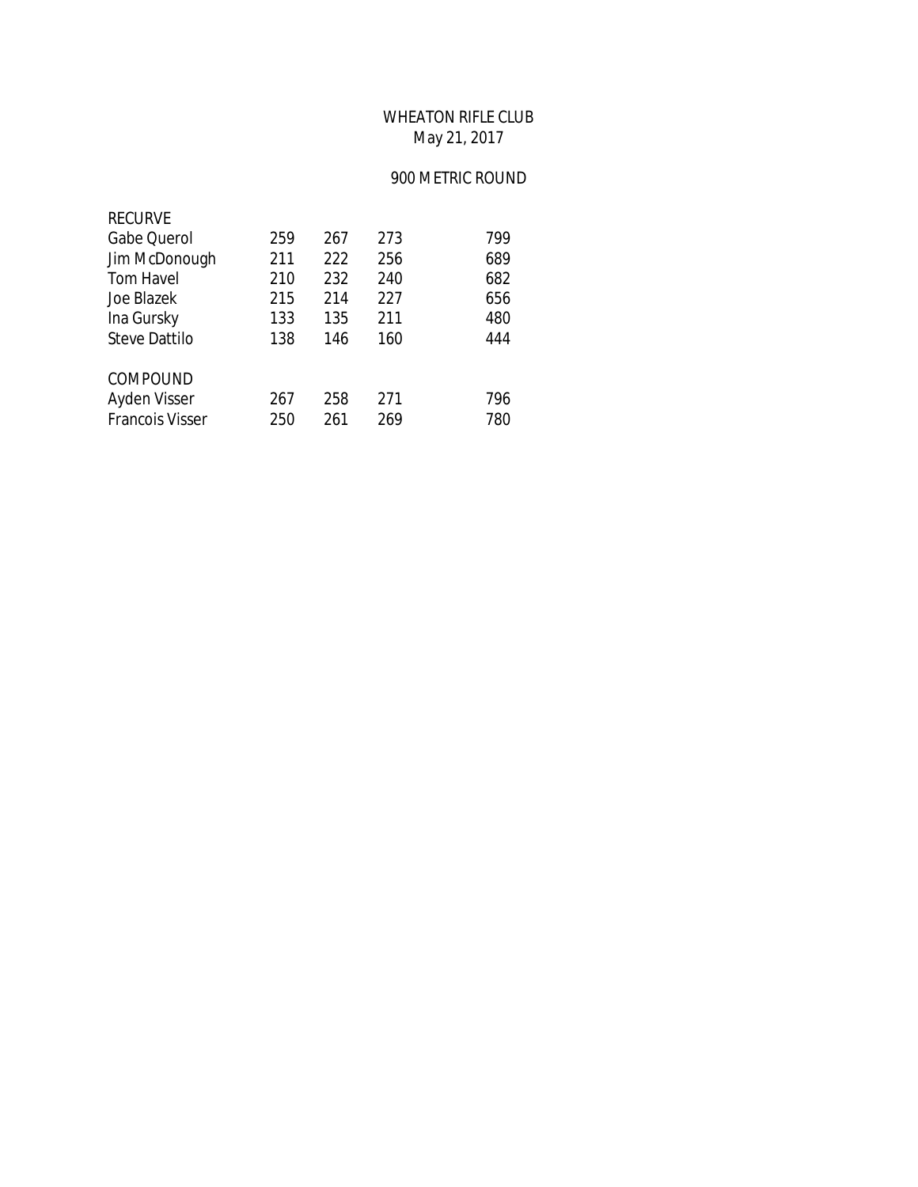# WHEATON RIFLE CLUB

May 21, 2017

## 900 METRIC ROUND

| | | | | |
|---|---|---|---|---|
| RECURVE | | | | |
| Gabe Querol | 259 | 267 | 273 | 799 |
| Jim McDonough | 211 | 222 | 256 | 689 |
| Tom Havel | 210 | 232 | 240 | 682 |
| Joe Blazek | 215 | 214 | 227 | 656 |
| Ina Gursky | 133 | 135 | 211 | 480 |
| Steve Dattilo | 138 | 146 | 160 | 444 |
| | | | | |
| COMPOUND | | | | |
| Ayden Visser | 267 | 258 | 271 | 796 |
| Francois Visser | 250 | 261 | 269 | 780 |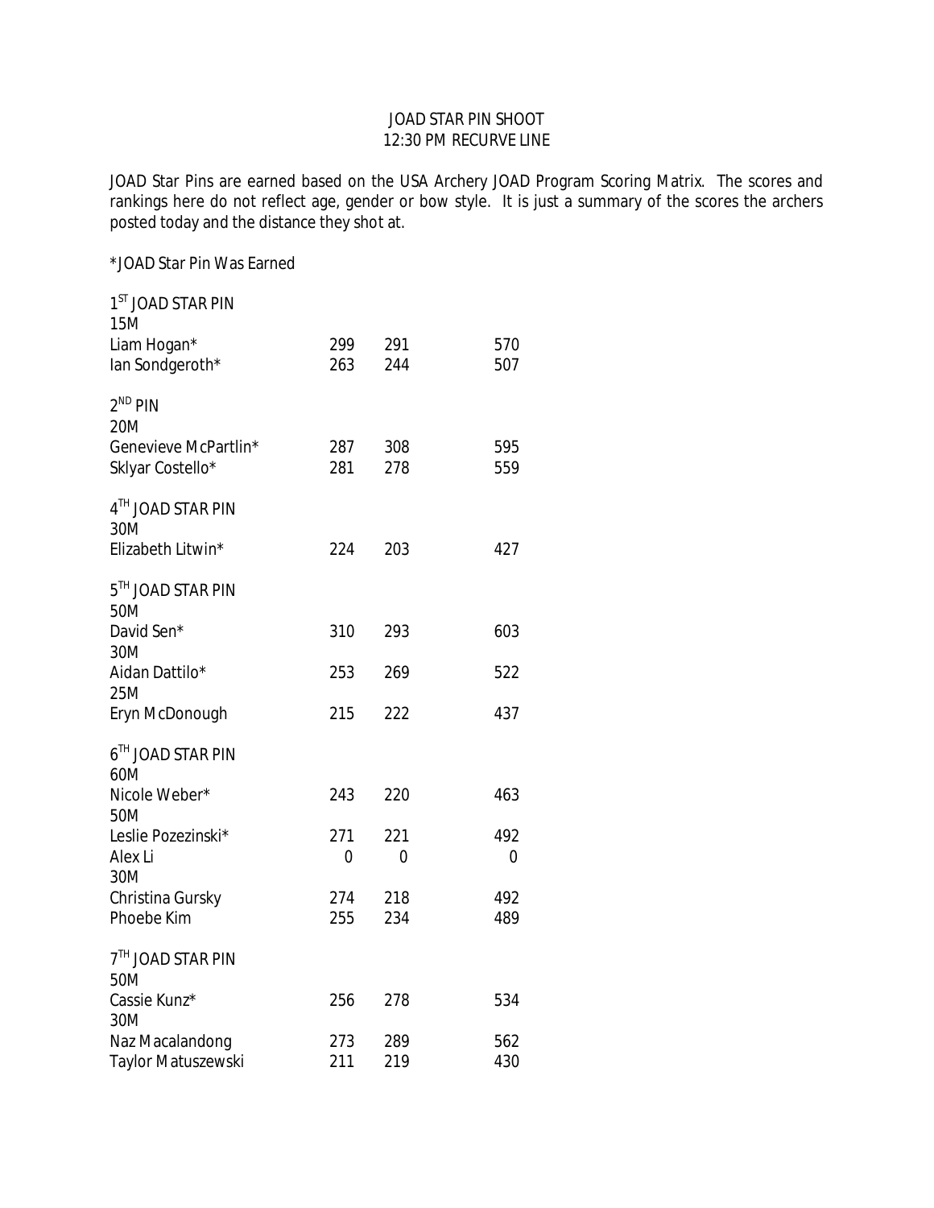# JOAD STAR PIN SHOOT
## 12:30 PM RECURVE LINE

JOAD Star Pins are earned based on the USA Archery JOAD Program Scoring Matrix. The scores and rankings here do not reflect age, gender or bow style. It is just a summary of the scores the archers posted today and the distance they shot at.

*JOAD Star Pin Was Earned

| | | | |
|---|---|---|---|
| **1ST JOAD STAR PIN** | | | |
| 15M | | | |
| Liam Hogan* | 299 | 291 | 570 |
| Ian Sondgeroth* | 263 | 244 | 507 |
| **2ND PIN** | | | |
| 20M | | | |
| Genevieve McPartlin* | 287 | 308 | 595 |
| Sklyar Costello* | 281 | 278 | 559 |
| **4TH JOAD STAR PIN** | | | |
| 30M | | | |
| Elizabeth Litwin* | 224 | 203 | 427 |
| **5TH JOAD STAR PIN** | | | |
| 50M | | | |
| David Sen* | 310 | 293 | 603 |
| 30M | | | |
| Aidan Dattilo* | 253 | 269 | 522 |
| 25M | | | |
| Eryn McDonough | 215 | 222 | 437 |
| **6TH JOAD STAR PIN** | | | |
| 60M | | | |
| Nicole Weber* | 243 | 220 | 463 |
| 50M | | | |
| Leslie Pozezinski* | 271 | 221 | 492 |
| Alex Li | 0 | 0 | 0 |
| 30M | | | |
| Christina Gursky | 274 | 218 | 492 |
| Phoebe Kim | 255 | 234 | 489 |
| **7TH JOAD STAR PIN** | | | |
| 50M | | | |
| Cassie Kunz* | 256 | 278 | 534 |
| 30M | | | |
| Naz Macalandong | 273 | 289 | 562 |
| Taylor Matuszewski | 211 | 219 | 430 |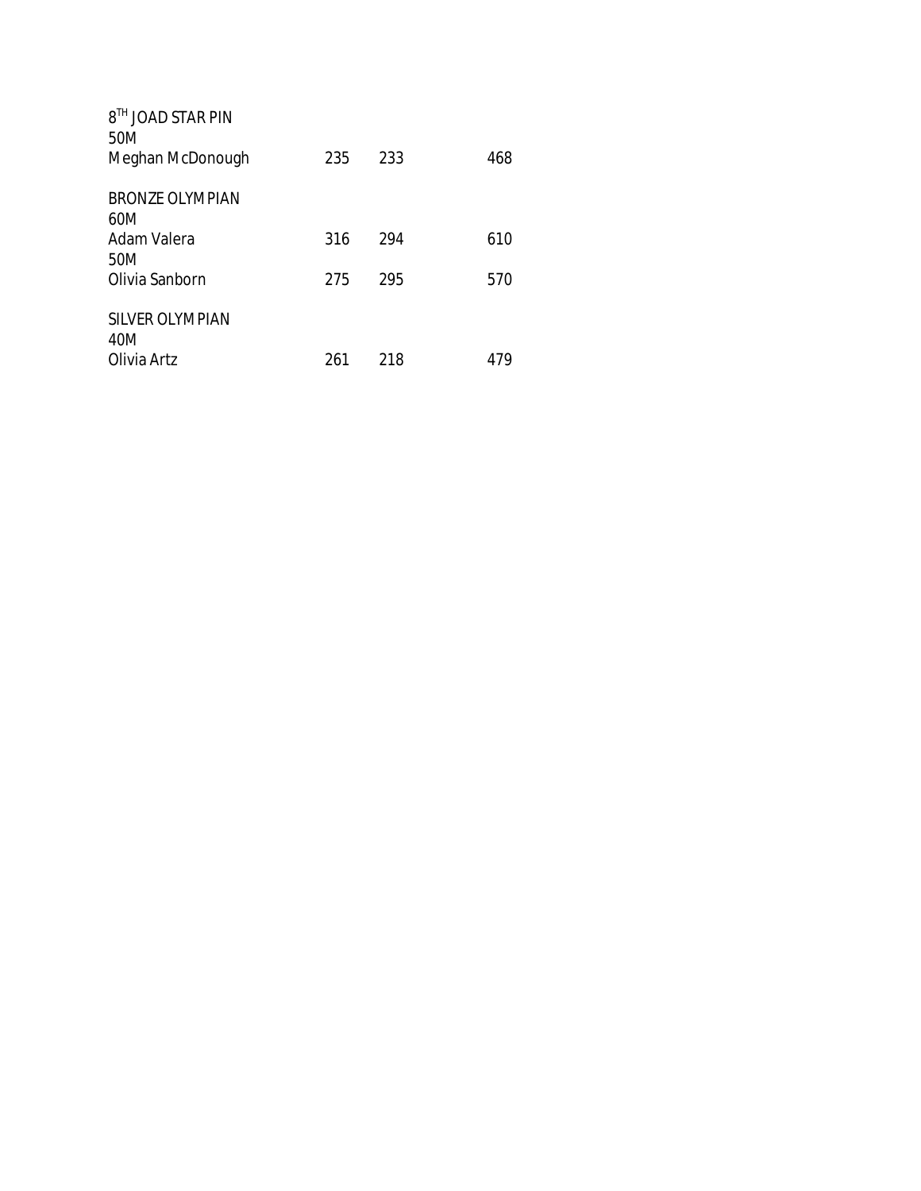8TH JOAD STAR PIN
50M

| | | | |
|---|---|---|---|
| Meghan McDonough | 235 | 233 | 468 |

BRONZE OLYMPIAN
60M

| | | | |
|---|---|---|---|
| Adam Valera | 316 | 294 | 610 |

50M

| | | | |
|---|---|---|---|
| Olivia Sanborn | 275 | 295 | 570 |

SILVER OLYMPIAN
40M

| | | | |
|---|---|---|---|
| Olivia Artz | 261 | 218 | 479 |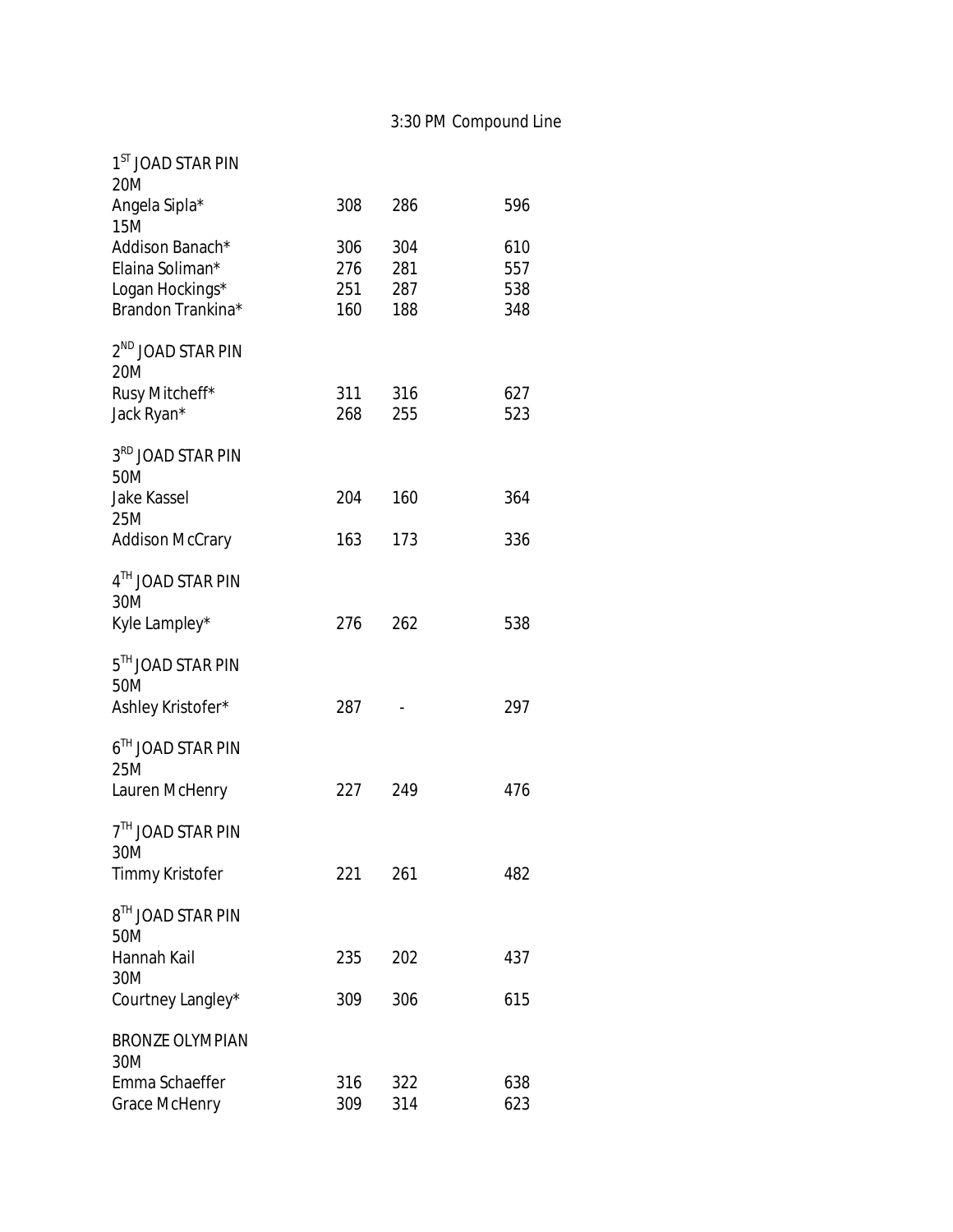3:30 PM Compound Line

| | | | |
|---|---|---|---|
| 1ST JOAD STAR PIN | | | |
| 20M | | | |
| Angela Sipla* | 308 | 286 | 596 |
| 15M | | | |
| Addison Banach* | 306 | 304 | 610 |
| Elaina Soliman* | 276 | 281 | 557 |
| Logan Hockings* | 251 | 287 | 538 |
| Brandon Trankina* | 160 | 188 | 348 |
| | | | |
| 2ND JOAD STAR PIN | | | |
| 20M | | | |
| Rusy Mitcheff* | 311 | 316 | 627 |
| Jack Ryan* | 268 | 255 | 523 |
| | | | |
| 3RD JOAD STAR PIN | | | |
| 50M | | | |
| Jake Kassel | 204 | 160 | 364 |
| 25M | | | |
| Addison McCrary | 163 | 173 | 336 |
| | | | |
| 4TH JOAD STAR PIN | | | |
| 30M | | | |
| Kyle Lampley* | 276 | 262 | 538 |
| | | | |
| 5TH JOAD STAR PIN | | | |
| 50M | | | |
| Ashley Kristofer* | 287 | - | 297 |
| | | | |
| 6TH JOAD STAR PIN | | | |
| 25M | | | |
| Lauren McHenry | 227 | 249 | 476 |
| | | | |
| 7TH JOAD STAR PIN | | | |
| 30M | | | |
| Timmy Kristofer | 221 | 261 | 482 |
| | | | |
| 8TH JOAD STAR PIN | | | |
| 50M | | | |
| Hannah Kail | 235 | 202 | 437 |
| 30M | | | |
| Courtney Langley* | 309 | 306 | 615 |
| | | | |
| BRONZE OLYMPIAN | | | |
| 30M | | | |
| Emma Schaeffer | 316 | 322 | 638 |
| Grace McHenry | 309 | 314 | 623 |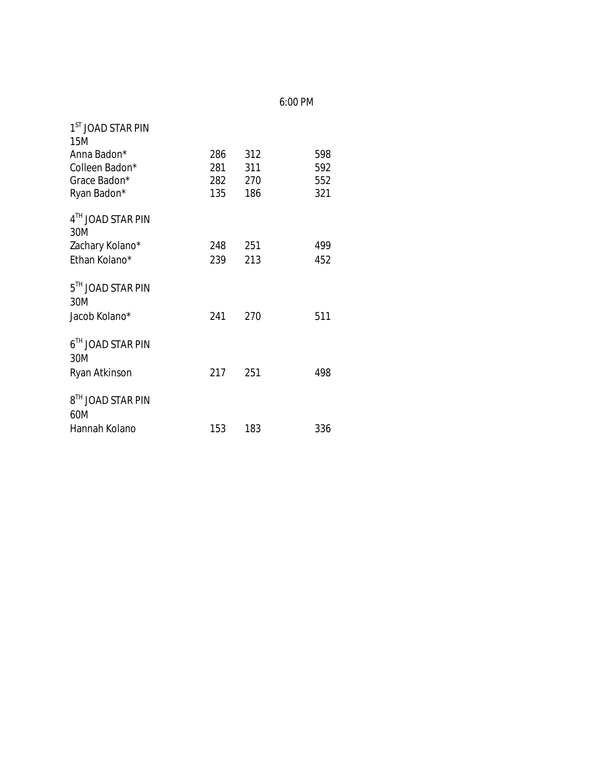6:00 PM

1ST JOAD STAR PIN
15M

| | | | |
|---|---|---|---|
| Anna Badon* | 286 | 312 | 598 |
| Colleen Badon* | 281 | 311 | 592 |
| Grace Badon* | 282 | 270 | 552 |
| Ryan Badon* | 135 | 186 | 321 |

4TH JOAD STAR PIN
30M

| | | | |
|---|---|---|---|
| Zachary Kolano* | 248 | 251 | 499 |
| Ethan Kolano* | 239 | 213 | 452 |

5TH JOAD STAR PIN
30M

| | | | |
|---|---|---|---|
| Jacob Kolano* | 241 | 270 | 511 |

6TH JOAD STAR PIN
30M

| | | | |
|---|---|---|---|
| Ryan Atkinson | 217 | 251 | 498 |

8TH JOAD STAR PIN
60M

| | | | |
|---|---|---|---|
| Hannah Kolano | 153 | 183 | 336 |